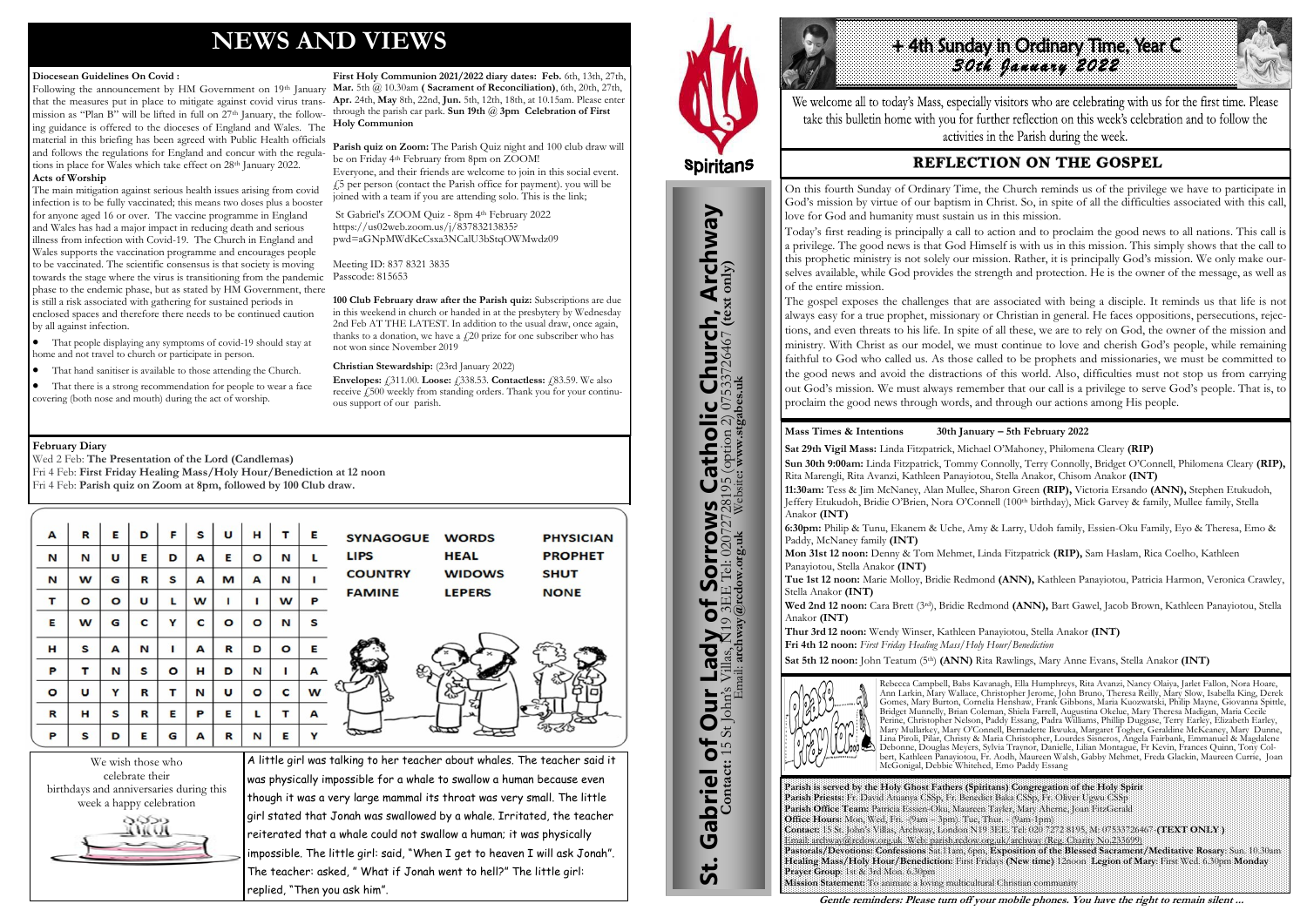# NEWS AND VIEWS

**Diocesan Guidelines On Covid :**

Following the announcement by HM Government on 19th January that the measures put in place to mitigate against covid virus transmission as "Plan B" will be lifted in full on 27th January, the following guidance is offered to the dioceses of England and Wales. The material in this briefing has been agreed with Public Health officials and follows the regulations for England and concur with the regulations in place for Wales which take effect on 28th January 2022.

**Acts of Worship**

The main mitigation against serious health issues arising from covid infection is to be fully vaccinated; this means two doses plus a booster for anyone aged 16 or over. The vaccine programme in England and Wales has had a major impact in reducing death and serious illness from infection with Covid-19. The Church in England and Wales supports the vaccination programme and encourages people to be vaccinated. The scientific consensus is that society is moving towards the stage where the virus is transitioning from the pandemic phase to the endemic phase, but as stated by HM Government, there is still a risk associated with gathering for sustained periods in enclosed spaces and therefore there needs to be continued caution by all against infection.

- That people displaying any symptoms of covid-19 should stay at home and not travel to church or participate in person.
- That hand sanitiser is available to those attending the Church.
- That there is a strong recommendation for people to wear a face covering (both nose and mouth) during the act of worship.

**First Holy Communion 2021/2022 diary dates: Feb.** 6th, 13th, 27th, **Mar.** 5th @ 10.30am **( Sacrament of Reconciliation)**, 6th, 20th, 27th, **Apr.** 24th, **May** 8th, 22nd, **Jun.** 5th, 12th, 18th, at 10.15am. Please enter through the parish car park. **Sun 19th @ 3pm Celebration of First Holy Communion**

**Parish quiz on Zoom:** The Parish Quiz night and 100 club draw will be on Friday 4th February from 8pm on ZOOM!

Everyone, and their friends are welcome to join in this social event. £5 per person (contact the Parish office for payment). you will be joined with a team if you are attending solo. This is the link;

St Gabriel's ZOOM Quiz - 8pm 4th February 2022
https://us02web.zoom.us/j/83783213835?pwd=aGNpMWdKcCsxa3NCalU3bStqOWMwdz09

Meeting ID: 837 8321 3835
Passcode: 815653

**100 Club February draw after the Parish quiz:** Subscriptions are due in this weekend in church or handed in at the presbytery by Wednesday 2nd Feb AT THE LATEST. In addition to the usual draw, once again, thanks to a donation, we have a £20 prize for one subscriber who has not won since November 2019

**Christian Stewardship:** (23rd January 2022)

**Envelopes:** £311.00. **Loose:** £338.53. **Contactless:** £83.59. We also receive £500 weekly from standing orders. Thank you for your continuous support of our parish.

**February Diary**

Wed 2 Feb: **The Presentation of the Lord (Candlemas)**
Fri 4 Feb: **First Friday Healing Mass/Holy Hour/Benediction at 12 noon**
Fri 4 Feb: **Parish quiz on Zoom at 8pm, followed by 100 Club draw.**

| | | | | | | | | | |
|---|---|---|---|---|---|---|---|---|---|
| A | R | E | D | F | S | U | H | T | E |
| N | N | U | E | D | A | E | O | N | L |
| N | W | G | R | S | A | M | A | N | I |
| T | O | O | U | L | W | I | I | W | P |
| E | W | G | C | Y | C | O | O | N | S |
| H | S | A | N | I | A | R | D | O | E |
| P | T | N | S | O | H | D | N | I | A |
| O | U | Y | R | T | N | U | O | C | W |
| R | H | S | R | E | P | E | L | T | A |
| P | S | D | E | G | A | R | N | E | Y |

| | | |
|---|---|---|
| SYNAGOGUE | WORDS | PHYSICIAN |
| LIPS | HEAL | PROPHET |
| COUNTRY | WIDOWS | SHUT |
| FAMINE | LEPERS | NONE |

We wish those who celebrate their birthdays and anniversaries during this week a happy celebration

A little girl was talking to her teacher about whales. The teacher said it was physically impossible for a whale to swallow a human because even though it was a very large mammal its throat was very small. The little girl stated that Jonah was swallowed by a whale. Irritated, the teacher reiterated that a whale could not swallow a human; it was physically impossible. The little girl: said, "When I get to heaven I will ask Jonah". The teacher: asked, " What if Jonah went to hell?" The little girl: replied, "Then you ask him".

Spiritans

# St. Gabriel of Our Lady of Sorrows Catholic Church, Archway

**Contact:** 15 St John's Villas, N19 3EE Tel: 02072728195 (option 2) 07533726467 **(text only)**
Email: **archway@rcdow.org.uk** Website: **www.stgabes.uk**

# + 4th Sunday in Ordinary Time, Year C
## 30th January 2022

We welcome all to today's Mass, especially visitors who are celebrating with us for the first time. Please take this bulletin home with you for further reflection on this week's celebration and to follow the activities in the Parish during the week.

## REFLECTION ON THE GOSPEL

On this fourth Sunday of Ordinary Time, the Church reminds us of the privilege we have to participate in God's mission by virtue of our baptism in Christ. So, in spite of all the difficulties associated with this call, love for God and humanity must sustain us in this mission.

Today's first reading is principally a call to action and to proclaim the good news to all nations. This call is a privilege. The good news is that God Himself is with us in this mission. This simply shows that the call to this prophetic ministry is not solely our mission. Rather, it is principally God's mission. We only make ourselves available, while God provides the strength and protection. He is the owner of the message, as well as of the entire mission.

The gospel exposes the challenges that are associated with being a disciple. It reminds us that life is not always easy for a true prophet, missionary or Christian in general. He faces oppositions, persecutions, rejections, and even threats to his life. In spite of all these, we are to rely on God, the owner of the mission and ministry. With Christ as our model, we must continue to love and cherish God's people, while remaining faithful to God who called us. As those called to be prophets and missionaries, we must be committed to the good news and avoid the distractions of this world. Also, difficulties must not stop us from carrying out God's mission. We must always remember that our call is a privilege to serve God's people. That is, to proclaim the good news through words, and through our actions among His people.

**Mass Times & Intentions 30th January – 5th February 2022**

**Sat 29th Vigil Mass:** Linda Fitzpatrick, Michael O'Mahoney, Philomena Cleary **(RIP)**

**Sun 30th 9:00am:** Linda Fitzpatrick, Tommy Connolly, Terry Connolly, Bridget O'Connell, Philomena Cleary **(RIP),** Rita Marengli, Rita Avanzi, Kathleen Panayiotou, Stella Anakor, Chisom Anakor **(INT)**

**11:30am:** Tess & Jim McNaney, Alan Mullee, Sharon Green **(RIP),** Victoria Ersando **(ANN),** Stephen Etukudoh, Jeffery Etukudoh, Bridie O'Brien, Nora O'Connell (100th birthday), Mick Garvey & family, Mullee family, Stella Anakor **(INT)**

**6:30pm:** Philip & Tunu, Ekanem & Uche, Amy & Larry, Udoh family, Essien-Oku Family, Eyo & Theresa, Emo & Paddy, McNaney family **(INT)**

**Mon 31st 12 noon:** Denny & Tom Mehmet, Linda Fitzpatrick **(RIP),** Sam Haslam, Rica Coelho, Kathleen Panayiotou, Stella Anakor **(INT)**

**Tue 1st 12 noon:** Marie Molloy, Bridie Redmond **(ANN),** Kathleen Panayiotou, Patricia Harmon, Veronica Crawley, Stella Anakor **(INT)**

**Wed 2nd 12 noon:** Cara Brett (3rd), Bridie Redmond **(ANN),** Bart Gawel, Jacob Brown, Kathleen Panayiotou, Stella Anakor **(INT)**

**Thur 3rd 12 noon:** Wendy Winser, Kathleen Panayiotou, Stella Anakor **(INT)**

**Fri 4th 12 noon:** *First Friday Healing Mass/Holy Hour/Benediction*

**Sat 5th 12 noon:** John Teatum (5th) **(ANN)** Rita Rawlings, Mary Anne Evans, Stella Anakor **(INT)**

Please Pray for...

Rebecca Campbell, Babs Kavanagh, Ella Humphreys, Rita Avanzi, Nancy Olaiya, Jarlet Fallon, Nora Hoare, Ann Larkin, Mary Wallace, Christopher Jerome, John Bruno, Theresa Reilly, Mary Slow, Isabella King, Derek Gomes, Mary Burton, Cornelia Henshaw, Frank Gibbons, Maria Kuozwatski, Philip Mayne, Giovanna Spittle, Bridget Munnelly, Brian Coleman, Shiela Farrell, Augustina Okelue, Mary Theresa Madigan, Maria Cecile Perine, Christopher Nelson, Paddy Essang, Padra Williams, Phillip Duggase, Terry Earley, Elizabeth Earley, Mary Mullarkey, Mary O'Connell, Bernadette Ikwuka, Margaret Togher, Geraldine McKeaney, Mary Dunne, Lina Piroli, Pilar, Christy & Maria Christopher, Lourdes Sisneros, Angela Fairbank, Emmanuel & Magdalene Debonne, Douglas Meyers, Sylvia Traynor, Danielle, Lilian Montague, Fr Kevin, Frances Quinn, Tony Colbert, Kathleen Panayiotou, Fr. Aodh, Maureen Walsh, Gabby Mehmet, Freda Glackin, Maureen Currie, Joan McGonigal, Debbie Whitehead, Emo Paddy Essang

**Parish is served by the Holy Ghost Fathers (Spiritans) Congregation of the Holy Spirit**
**Parish Priests:** Fr. David Atuanya CSSp, Fr. Benedict Baka CSSp, Fr. Oliver Ugwu CSSp
**Parish Office Team:** Patricia Essien-Oku, Maureen Tayler, Mary Aherne, Joan FitzGerald
**Office Hours:** Mon, Wed, Fri. - (9am – 3pm) Tue, Thur. - (9am-1pm)
**Contact:** 15 St. John's Villas, Archway, London N19 3EE. Tel: 020 7272 8195. M: 07533726467 **(TEXT ONLY )**
Email: archway@rcdow.org.uk Web: parish.rcdow.org.uk/archway (Reg. Charity No 233699)
**Pastorals/Devotions: Confessions** Sat 11am, 6pm, **Exposition of the Blessed Sacrament/Meditative Rosary**: Sun. 10.30am **Healing Mass/Holy Hour/Benediction:** First Fridays **(New time)** 12noon **Legion of Mary:** First Wed. 6.30pm **Monday Prayer Group**: 1st & 3rd Mon. 6.30pm
**Mission Statement:** To animate a loving multicultural Christian community

*Gentle reminders: Please turn off your mobile phones. You have the right to remain silent ...*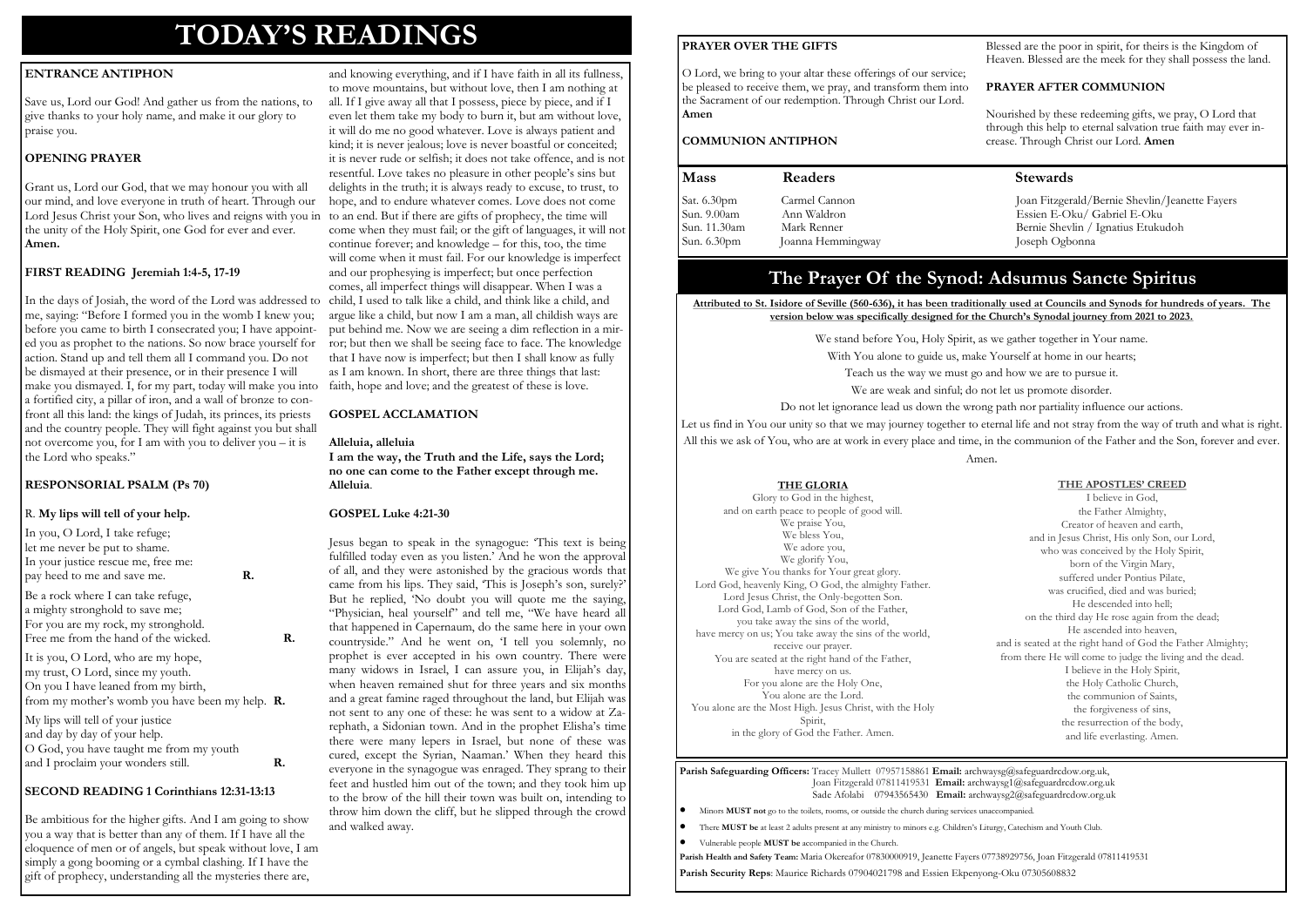# TODAY'S READINGS

## ENTRANCE ANTIPHON

Save us, Lord our God! And gather us from the nations, to give thanks to your holy name, and make it our glory to praise you.

## OPENING PRAYER

Grant us, Lord our God, that we may honour you with all our mind, and love everyone in truth of heart. Through our Lord Jesus Christ your Son, who lives and reigns with you in the unity of the Holy Spirit, one God for ever and ever. **Amen.**

## FIRST READING Jeremiah 1:4-5, 17-19

In the days of Josiah, the word of the Lord was addressed to me, saying: "Before I formed you in the womb I knew you; before you came to birth I consecrated you; I have appointed you as prophet to the nations. So now brace yourself for action. Stand up and tell them all I command you. Do not be dismayed at their presence, or in their presence I will make you dismayed. I, for my part, today will make you into a fortified city, a pillar of iron, and a wall of bronze to confront all this land: the kings of Judah, its princes, its priests and the country people. They will fight against you but shall not overcome you, for I am with you to deliver you – it is the Lord who speaks."

## RESPONSORIAL PSALM (Ps 70)

R. **My lips will tell of your help.**

In you, O Lord, I take refuge;
let me never be put to shame.
In your justice rescue me, free me:
pay heed to me and save me. **R.**

Be a rock where I can take refuge,
a mighty stronghold to save me;
For you are my rock, my stronghold.
Free me from the hand of the wicked. **R.**

It is you, O Lord, who are my hope,
my trust, O Lord, since my youth.
On you I have leaned from my birth,
from my mother's womb you have been my help. **R.**

My lips will tell of your justice
and day by day of your help.
O God, you have taught me from my youth
and I proclaim your wonders still. **R.**

## SECOND READING 1 Corinthians 12:31-13:13

Be ambitious for the higher gifts. And I am going to show you a way that is better than any of them. If I have all the eloquence of men or of angels, but speak without love, I am simply a gong booming or a cymbal clashing. If I have the gift of prophecy, understanding all the mysteries there are, and knowing everything, and if I have faith in all its fullness, to move mountains, but without love, then I am nothing at all. If I give away all that I possess, piece by piece, and if I even let them take my body to burn it, but am without love, it will do me no good whatever. Love is always patient and kind; it is never jealous; love is never boastful or conceited; it is never rude or selfish; it does not take offence, and is not resentful. Love takes no pleasure in other people's sins but delights in the truth; it is always ready to excuse, to trust, to hope, and to endure whatever comes. Love does not come to an end. But if there are gifts of prophecy, the time will come when they must fail; or the gift of languages, it will not continue forever; and knowledge – for this, too, the time will come when it must fail. For our knowledge is imperfect and our prophesying is imperfect; but once perfection comes, all imperfect things will disappear. When I was a child, I used to talk like a child, and think like a child, and argue like a child, but now I am a man, all childish ways are put behind me. Now we are seeing a dim reflection in a mirror; but then we shall be seeing face to face. The knowledge that I have now is imperfect; but then I shall know as fully as I am known. In short, there are three things that last: faith, hope and love; and the greatest of these is love.

## GOSPEL ACCLAMATION

**Alleluia, alleluia**
**I am the way, the Truth and the Life, says the Lord; no one can come to the Father except through me. Alleluia**.

## GOSPEL Luke 4:21-30

Jesus began to speak in the synagogue: 'This text is being fulfilled today even as you listen.' And he won the approval of all, and they were astonished by the gracious words that came from his lips. They said, 'This is Joseph's son, surely?' But he replied, 'No doubt you will quote me the saying, "Physician, heal yourself" and tell me, "We have heard all that happened in Capernaum, do the same here in your own countryside." And he went on, 'I tell you solemnly, no prophet is ever accepted in his own country. There were many widows in Israel, I can assure you, in Elijah's day, when heaven remained shut for three years and six months and a great famine raged throughout the land, but Elijah was not sent to any one of these: he was sent to a widow at Zarephath, a Sidonian town. And in the prophet Elisha's time there were many lepers in Israel, but none of these was cured, except the Syrian, Naaman.' When they heard this everyone in the synagogue was enraged. They sprang to their feet and hustled him out of the town; and they took him up to the brow of the hill their town was built on, intending to throw him down the cliff, but he slipped through the crowd and walked away.

## PRAYER OVER THE GIFTS

O Lord, we bring to your altar these offerings of our service; be pleased to receive them, we pray, and transform them into the Sacrament of our redemption. Through Christ our Lord. **Amen**

## COMMUNION ANTIPHON

Blessed are the poor in spirit, for theirs is the Kingdom of Heaven. Blessed are the meek for they shall possess the land.

## PRAYER AFTER COMMUNION

Nourished by these redeeming gifts, we pray, O Lord that through this help to eternal salvation true faith may ever increase. Through Christ our Lord. **Amen**

| Mass | Readers | Stewards |
|---|---|---|
| Sat. 6.30pm | Carmel Cannon | Joan Fitzgerald/Bernie Shevlin/Jeanette Fayers |
| Sun. 9.00am | Ann Waldron | Essien E-Oku/ Gabriel E-Oku |
| Sun. 11.30am | Mark Renner | Bernie Shevlin / Ignatius Etukudoh |
| Sun. 6.30pm | Joanna Hemmingway | Joseph Ogbonna |

# The Prayer Of the Synod: Adsumus Sancte Spiritus

**Attributed to St. Isidore of Seville (560-636), it has been traditionally used at Councils and Synods for hundreds of years. The version below was specifically designed for the Church's Synodal journey from 2021 to 2023.**

We stand before You, Holy Spirit, as we gather together in Your name.

With You alone to guide us, make Yourself at home in our hearts;

Teach us the way we must go and how we are to pursue it.

We are weak and sinful; do not let us promote disorder.

Do not let ignorance lead us down the wrong path nor partiality influence our actions.

Let us find in You our unity so that we may journey together to eternal life and not stray from the way of truth and what is right.

All this we ask of You, who are at work in every place and time, in the communion of the Father and the Son, forever and ever.

Amen.

### THE GLORIA

Glory to God in the highest,
and on earth peace to people of good will.
We praise You,
We bless You,
We adore you,
We glorify You,
We give You thanks for Your great glory.
Lord God, heavenly King, O God, the almighty Father.
Lord Jesus Christ, the Only-begotten Son.
Lord God, Lamb of God, Son of the Father,
you take away the sins of the world,
have mercy on us; You take away the sins of the world,
receive our prayer.
You are seated at the right hand of the Father,
have mercy on us.
For you alone are the Holy One,
You alone are the Lord.
You alone are the Most High. Jesus Christ, with the Holy Spirit,
in the glory of God the Father. Amen.

### THE APOSTLES' CREED

I believe in God,
the Father Almighty,
Creator of heaven and earth,
and in Jesus Christ, His only Son, our Lord,
who was conceived by the Holy Spirit,
born of the Virgin Mary,
suffered under Pontius Pilate,
was crucified, died and was buried;
He descended into hell;
on the third day He rose again from the dead;
He ascended into heaven,
and is seated at the right hand of God the Father Almighty;
from there He will come to judge the living and the dead.
I believe in the Holy Spirit,
the Holy Catholic Church,
the communion of Saints,
the forgiveness of sins,
the resurrection of the body,
and life everlasting. Amen.

**Parish Safeguarding Officers:** Tracey Mullett 07957158861 **Email:** archwaysg@safeguardrcdow.org.uk,
Joan Fitzgerald 07811419531 **Email:** archwaysg1@safeguardrcdow.org.uk
Sade Afolabi 07943565430 **Email:** archwaysg2@safeguardrcdow.org.uk

- Minors **MUST not** go to the toilets, rooms, or outside the church during services unaccompanied.
- There **MUST be** at least 2 adults present at any ministry to minors e.g. Children's Liturgy, Catechism and Youth Club.
- Vulnerable people **MUST be** accompanied in the Church.

**Parish Health and Safety Team:** Maria Okereafor 07830000919, Jeanette Fayers 07738929756, Joan Fitzgerald 07811419531

**Parish Security Reps**: Maurice Richards 07904021798 and Essien Ekpenyong-Oku 07305608832